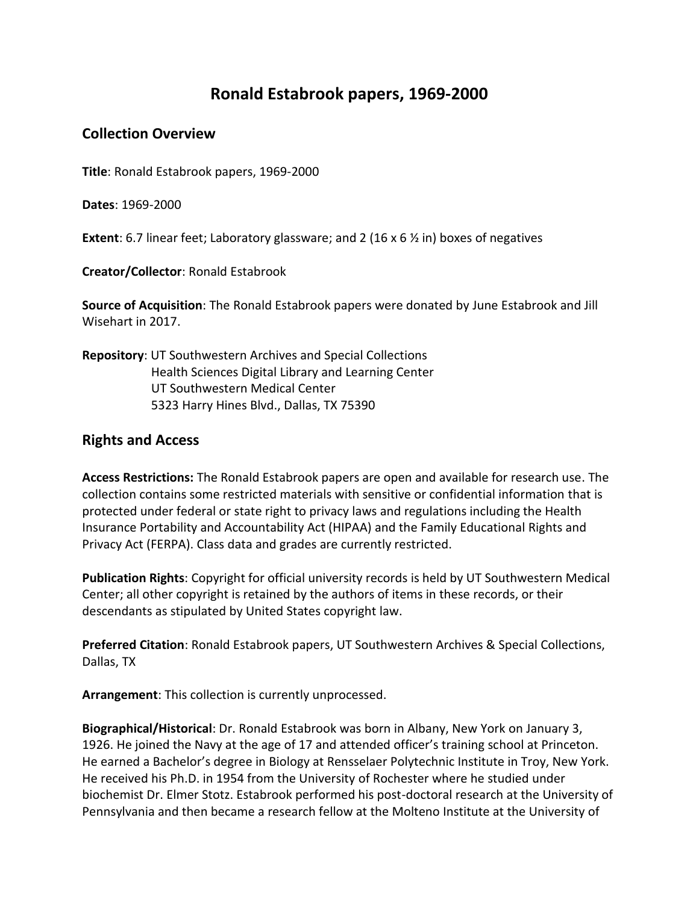# Ronald Estabrook papers, 1969-2000

## Collection Overview

**Title**: Ronald Estabrook papers, 1969-2000

**Dates**: 1969-2000

**Extent**: 6.7 linear feet; Laboratory glassware; and 2 (16 x 6 ½ in) boxes of negatives

**Creator/Collector**: Ronald Estabrook

**Source of Acquisition**: The Ronald Estabrook papers were donated by June Estabrook and Jill Wisehart in 2017.

**Repository**: UT Southwestern Archives and Special Collections
Health Sciences Digital Library and Learning Center
UT Southwestern Medical Center
5323 Harry Hines Blvd., Dallas, TX 75390

## Rights and Access

**Access Restrictions:** The Ronald Estabrook papers are open and available for research use. The collection contains some restricted materials with sensitive or confidential information that is protected under federal or state right to privacy laws and regulations including the Health Insurance Portability and Accountability Act (HIPAA) and the Family Educational Rights and Privacy Act (FERPA). Class data and grades are currently restricted.

**Publication Rights**: Copyright for official university records is held by UT Southwestern Medical Center; all other copyright is retained by the authors of items in these records, or their descendants as stipulated by United States copyright law.

**Preferred Citation**: Ronald Estabrook papers, UT Southwestern Archives & Special Collections, Dallas, TX

**Arrangement**: This collection is currently unprocessed.

**Biographical/Historical**: Dr. Ronald Estabrook was born in Albany, New York on January 3, 1926. He joined the Navy at the age of 17 and attended officer's training school at Princeton. He earned a Bachelor's degree in Biology at Rensselaer Polytechnic Institute in Troy, New York. He received his Ph.D. in 1954 from the University of Rochester where he studied under biochemist Dr. Elmer Stotz. Estabrook performed his post-doctoral research at the University of Pennsylvania and then became a research fellow at the Molteno Institute at the University of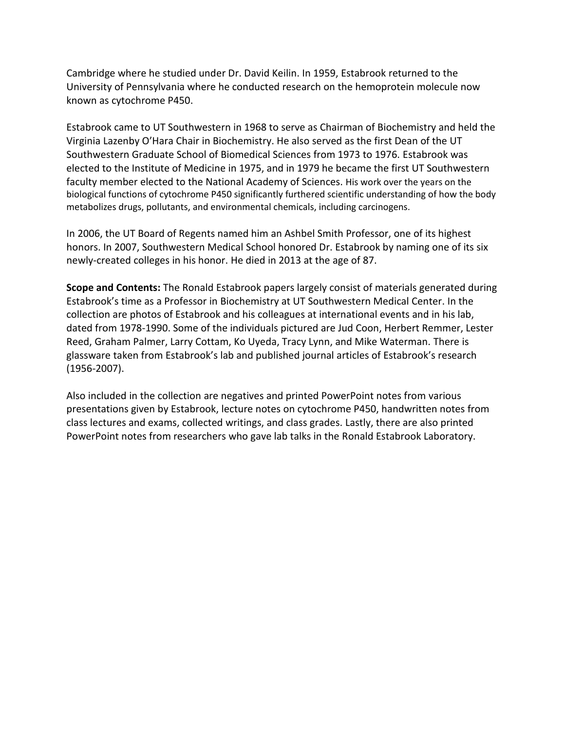Cambridge where he studied under Dr. David Keilin. In 1959, Estabrook returned to the University of Pennsylvania where he conducted research on the hemoprotein molecule now known as cytochrome P450.

Estabrook came to UT Southwestern in 1968 to serve as Chairman of Biochemistry and held the Virginia Lazenby O'Hara Chair in Biochemistry. He also served as the first Dean of the UT Southwestern Graduate School of Biomedical Sciences from 1973 to 1976. Estabrook was elected to the Institute of Medicine in 1975, and in 1979 he became the first UT Southwestern faculty member elected to the National Academy of Sciences. His work over the years on the biological functions of cytochrome P450 significantly furthered scientific understanding of how the body metabolizes drugs, pollutants, and environmental chemicals, including carcinogens.

In 2006, the UT Board of Regents named him an Ashbel Smith Professor, one of its highest honors. In 2007, Southwestern Medical School honored Dr. Estabrook by naming one of its six newly-created colleges in his honor. He died in 2013 at the age of 87.

**Scope and Contents:** The Ronald Estabrook papers largely consist of materials generated during Estabrook's time as a Professor in Biochemistry at UT Southwestern Medical Center. In the collection are photos of Estabrook and his colleagues at international events and in his lab, dated from 1978-1990. Some of the individuals pictured are Jud Coon, Herbert Remmer, Lester Reed, Graham Palmer, Larry Cottam, Ko Uyeda, Tracy Lynn, and Mike Waterman. There is glassware taken from Estabrook's lab and published journal articles of Estabrook's research (1956-2007).

Also included in the collection are negatives and printed PowerPoint notes from various presentations given by Estabrook, lecture notes on cytochrome P450, handwritten notes from class lectures and exams, collected writings, and class grades. Lastly, there are also printed PowerPoint notes from researchers who gave lab talks in the Ronald Estabrook Laboratory.